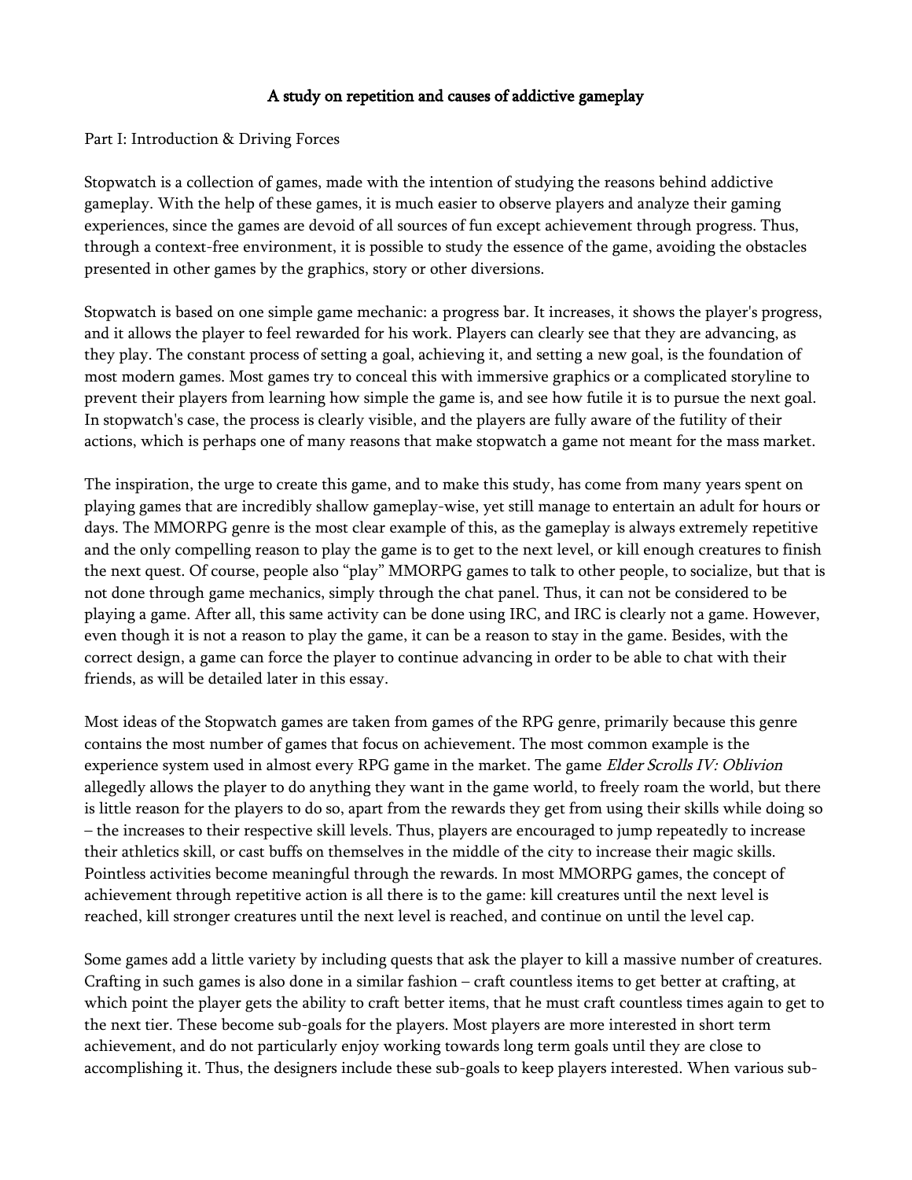# A study on repetition and causes of addictive gameplay

Part I: Introduction & Driving Forces

Stopwatch is a collection of games, made with the intention of studying the reasons behind addictive gameplay. With the help of these games, it is much easier to observe players and analyze their gaming experiences, since the games are devoid of all sources of fun except achievement through progress. Thus, through a context-free environment, it is possible to study the essence of the game, avoiding the obstacles presented in other games by the graphics, story or other diversions.

Stopwatch is based on one simple game mechanic: a progress bar. It increases, it shows the player's progress, and it allows the player to feel rewarded for his work. Players can clearly see that they are advancing, as they play. The constant process of setting a goal, achieving it, and setting a new goal, is the foundation of most modern games. Most games try to conceal this with immersive graphics or a complicated storyline to prevent their players from learning how simple the game is, and see how futile it is to pursue the next goal. In stopwatch's case, the process is clearly visible, and the players are fully aware of the futility of their actions, which is perhaps one of many reasons that make stopwatch a game not meant for the mass market.

The inspiration, the urge to create this game, and to make this study, has come from many years spent on playing games that are incredibly shallow gameplay-wise, yet still manage to entertain an adult for hours or days. The MMORPG genre is the most clear example of this, as the gameplay is always extremely repetitive and the only compelling reason to play the game is to get to the next level, or kill enough creatures to finish the next quest. Of course, people also "play" MMORPG games to talk to other people, to socialize, but that is not done through game mechanics, simply through the chat panel. Thus, it can not be considered to be playing a game. After all, this same activity can be done using IRC, and IRC is clearly not a game. However, even though it is not a reason to play the game, it can be a reason to stay in the game. Besides, with the correct design, a game can force the player to continue advancing in order to be able to chat with their friends, as will be detailed later in this essay.

Most ideas of the Stopwatch games are taken from games of the RPG genre, primarily because this genre contains the most number of games that focus on achievement. The most common example is the experience system used in almost every RPG game in the market. The game *Elder Scrolls IV: Oblivion* allegedly allows the player to do anything they want in the game world, to freely roam the world, but there is little reason for the players to do so, apart from the rewards they get from using their skills while doing so – the increases to their respective skill levels. Thus, players are encouraged to jump repeatedly to increase their athletics skill, or cast buffs on themselves in the middle of the city to increase their magic skills. Pointless activities become meaningful through the rewards. In most MMORPG games, the concept of achievement through repetitive action is all there is to the game: kill creatures until the next level is reached, kill stronger creatures until the next level is reached, and continue on until the level cap.

Some games add a little variety by including quests that ask the player to kill a massive number of creatures. Crafting in such games is also done in a similar fashion – craft countless items to get better at crafting, at which point the player gets the ability to craft better items, that he must craft countless times again to get to the next tier. These become sub-goals for the players. Most players are more interested in short term achievement, and do not particularly enjoy working towards long term goals until they are close to accomplishing it. Thus, the designers include these sub-goals to keep players interested. When various sub-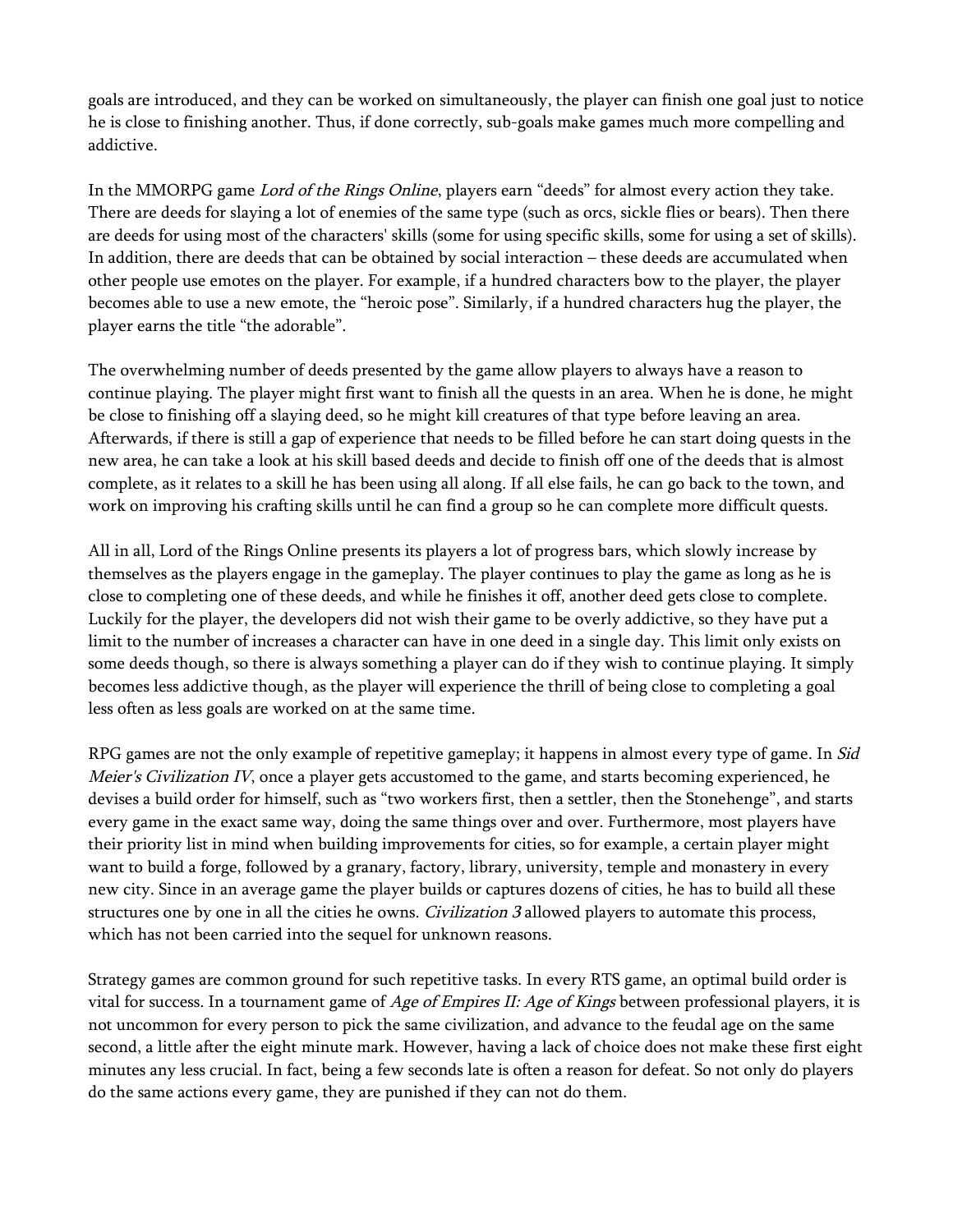goals are introduced, and they can be worked on simultaneously, the player can finish one goal just to notice he is close to finishing another. Thus, if done correctly, sub-goals make games much more compelling and addictive.

In the MMORPG game *Lord of the Rings Online*, players earn "deeds" for almost every action they take. There are deeds for slaying a lot of enemies of the same type (such as orcs, sickle flies or bears). Then there are deeds for using most of the characters' skills (some for using specific skills, some for using a set of skills). In addition, there are deeds that can be obtained by social interaction – these deeds are accumulated when other people use emotes on the player. For example, if a hundred characters bow to the player, the player becomes able to use a new emote, the "heroic pose". Similarly, if a hundred characters hug the player, the player earns the title "the adorable".

The overwhelming number of deeds presented by the game allow players to always have a reason to continue playing. The player might first want to finish all the quests in an area. When he is done, he might be close to finishing off a slaying deed, so he might kill creatures of that type before leaving an area. Afterwards, if there is still a gap of experience that needs to be filled before he can start doing quests in the new area, he can take a look at his skill based deeds and decide to finish off one of the deeds that is almost complete, as it relates to a skill he has been using all along. If all else fails, he can go back to the town, and work on improving his crafting skills until he can find a group so he can complete more difficult quests.

All in all, Lord of the Rings Online presents its players a lot of progress bars, which slowly increase by themselves as the players engage in the gameplay. The player continues to play the game as long as he is close to completing one of these deeds, and while he finishes it off, another deed gets close to complete. Luckily for the player, the developers did not wish their game to be overly addictive, so they have put a limit to the number of increases a character can have in one deed in a single day. This limit only exists on some deeds though, so there is always something a player can do if they wish to continue playing. It simply becomes less addictive though, as the player will experience the thrill of being close to completing a goal less often as less goals are worked on at the same time.

RPG games are not the only example of repetitive gameplay; it happens in almost every type of game. In *Sid Meier's Civilization IV*, once a player gets accustomed to the game, and starts becoming experienced, he devises a build order for himself, such as "two workers first, then a settler, then the Stonehenge", and starts every game in the exact same way, doing the same things over and over. Furthermore, most players have their priority list in mind when building improvements for cities, so for example, a certain player might want to build a forge, followed by a granary, factory, library, university, temple and monastery in every new city. Since in an average game the player builds or captures dozens of cities, he has to build all these structures one by one in all the cities he owns. *Civilization 3* allowed players to automate this process, which has not been carried into the sequel for unknown reasons.

Strategy games are common ground for such repetitive tasks. In every RTS game, an optimal build order is vital for success. In a tournament game of *Age of Empires II: Age of Kings* between professional players, it is not uncommon for every person to pick the same civilization, and advance to the feudal age on the same second, a little after the eight minute mark. However, having a lack of choice does not make these first eight minutes any less crucial. In fact, being a few seconds late is often a reason for defeat. So not only do players do the same actions every game, they are punished if they can not do them.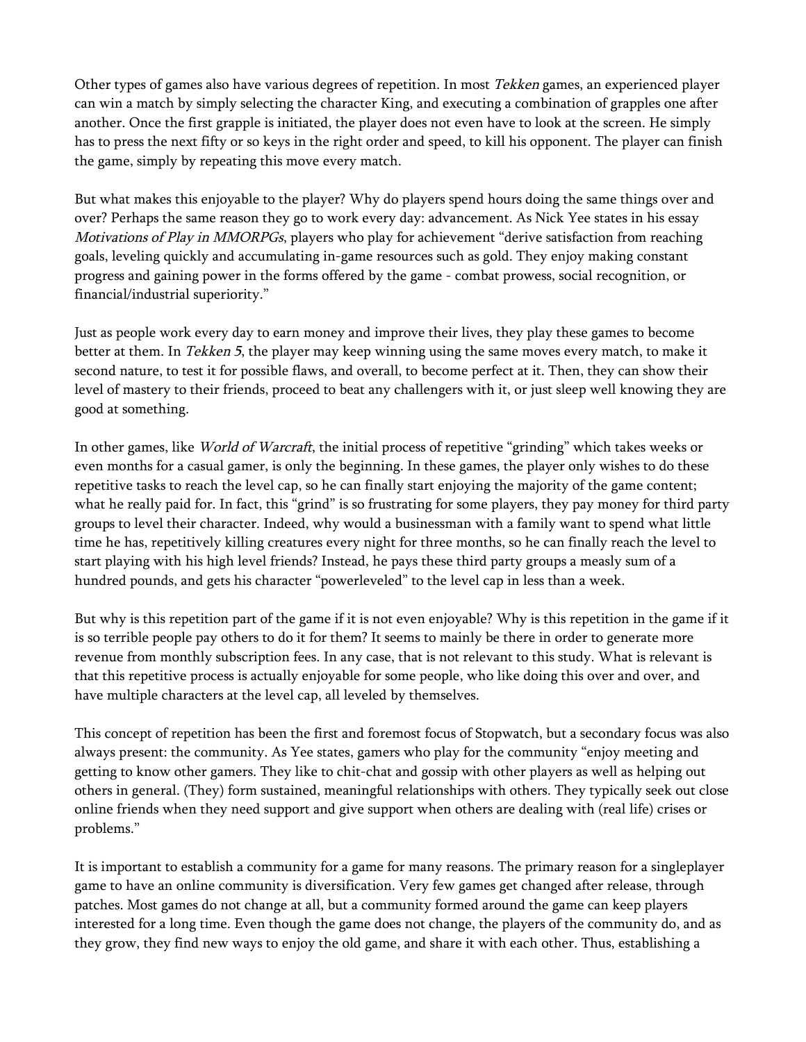Other types of games also have various degrees of repetition. In most *Tekken* games, an experienced player can win a match by simply selecting the character King, and executing a combination of grapples one after another. Once the first grapple is initiated, the player does not even have to look at the screen. He simply has to press the next fifty or so keys in the right order and speed, to kill his opponent. The player can finish the game, simply by repeating this move every match.

But what makes this enjoyable to the player? Why do players spend hours doing the same things over and over? Perhaps the same reason they go to work every day: advancement. As Nick Yee states in his essay *Motivations of Play in MMORPGs*, players who play for achievement "derive satisfaction from reaching goals, leveling quickly and accumulating in-game resources such as gold. They enjoy making constant progress and gaining power in the forms offered by the game - combat prowess, social recognition, or financial/industrial superiority."

Just as people work every day to earn money and improve their lives, they play these games to become better at them. In *Tekken 5*, the player may keep winning using the same moves every match, to make it second nature, to test it for possible flaws, and overall, to become perfect at it. Then, they can show their level of mastery to their friends, proceed to beat any challengers with it, or just sleep well knowing they are good at something.

In other games, like *World of Warcraft*, the initial process of repetitive "grinding" which takes weeks or even months for a casual gamer, is only the beginning. In these games, the player only wishes to do these repetitive tasks to reach the level cap, so he can finally start enjoying the majority of the game content; what he really paid for. In fact, this "grind" is so frustrating for some players, they pay money for third party groups to level their character. Indeed, why would a businessman with a family want to spend what little time he has, repetitively killing creatures every night for three months, so he can finally reach the level to start playing with his high level friends? Instead, he pays these third party groups a measly sum of a hundred pounds, and gets his character "powerleveled" to the level cap in less than a week.

But why is this repetition part of the game if it is not even enjoyable? Why is this repetition in the game if it is so terrible people pay others to do it for them? It seems to mainly be there in order to generate more revenue from monthly subscription fees. In any case, that is not relevant to this study. What is relevant is that this repetitive process is actually enjoyable for some people, who like doing this over and over, and have multiple characters at the level cap, all leveled by themselves.

This concept of repetition has been the first and foremost focus of Stopwatch, but a secondary focus was also always present: the community. As Yee states, gamers who play for the community "enjoy meeting and getting to know other gamers. They like to chit-chat and gossip with other players as well as helping out others in general. (They) form sustained, meaningful relationships with others. They typically seek out close online friends when they need support and give support when others are dealing with (real life) crises or problems."

It is important to establish a community for a game for many reasons. The primary reason for a singleplayer game to have an online community is diversification. Very few games get changed after release, through patches. Most games do not change at all, but a community formed around the game can keep players interested for a long time. Even though the game does not change, the players of the community do, and as they grow, they find new ways to enjoy the old game, and share it with each other. Thus, establishing a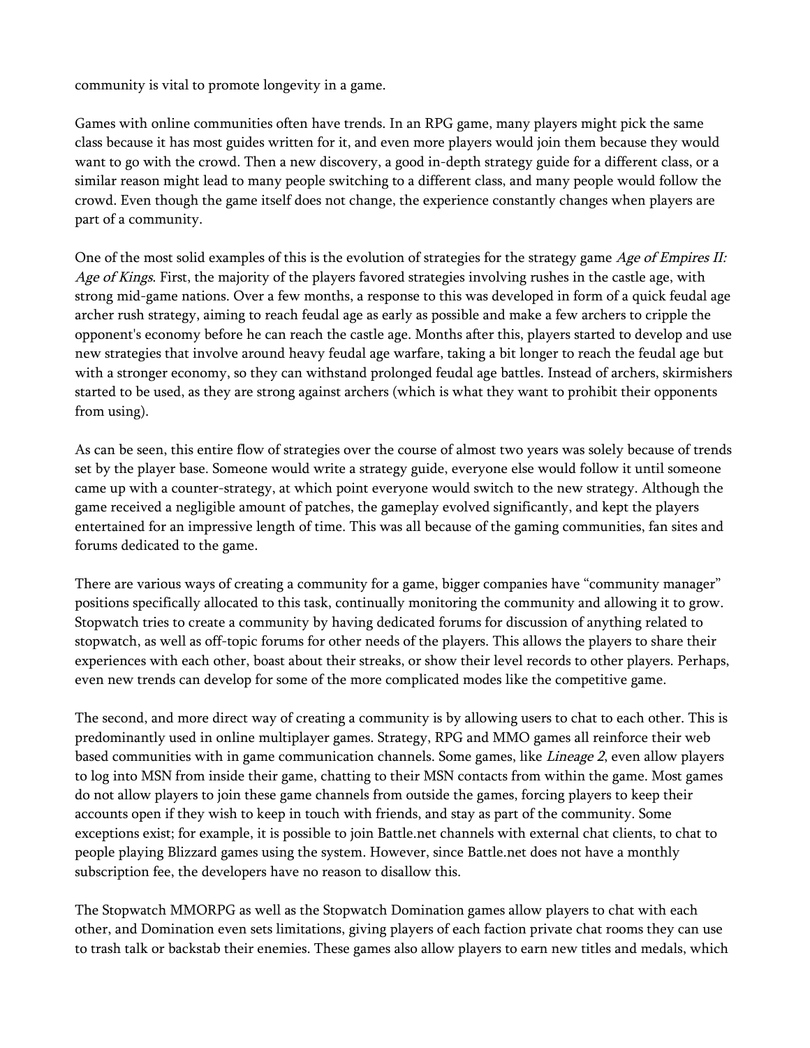community is vital to promote longevity in a game.

Games with online communities often have trends. In an RPG game, many players might pick the same class because it has most guides written for it, and even more players would join them because they would want to go with the crowd. Then a new discovery, a good in-depth strategy guide for a different class, or a similar reason might lead to many people switching to a different class, and many people would follow the crowd. Even though the game itself does not change, the experience constantly changes when players are part of a community.

One of the most solid examples of this is the evolution of strategies for the strategy game *Age of Empires II: Age of Kings*. First, the majority of the players favored strategies involving rushes in the castle age, with strong mid-game nations. Over a few months, a response to this was developed in form of a quick feudal age archer rush strategy, aiming to reach feudal age as early as possible and make a few archers to cripple the opponent's economy before he can reach the castle age. Months after this, players started to develop and use new strategies that involve around heavy feudal age warfare, taking a bit longer to reach the feudal age but with a stronger economy, so they can withstand prolonged feudal age battles. Instead of archers, skirmishers started to be used, as they are strong against archers (which is what they want to prohibit their opponents from using).

As can be seen, this entire flow of strategies over the course of almost two years was solely because of trends set by the player base. Someone would write a strategy guide, everyone else would follow it until someone came up with a counter-strategy, at which point everyone would switch to the new strategy. Although the game received a negligible amount of patches, the gameplay evolved significantly, and kept the players entertained for an impressive length of time. This was all because of the gaming communities, fan sites and forums dedicated to the game.

There are various ways of creating a community for a game, bigger companies have "community manager" positions specifically allocated to this task, continually monitoring the community and allowing it to grow. Stopwatch tries to create a community by having dedicated forums for discussion of anything related to stopwatch, as well as off-topic forums for other needs of the players. This allows the players to share their experiences with each other, boast about their streaks, or show their level records to other players. Perhaps, even new trends can develop for some of the more complicated modes like the competitive game.

The second, and more direct way of creating a community is by allowing users to chat to each other. This is predominantly used in online multiplayer games. Strategy, RPG and MMO games all reinforce their web based communities with in game communication channels. Some games, like *Lineage 2*, even allow players to log into MSN from inside their game, chatting to their MSN contacts from within the game. Most games do not allow players to join these game channels from outside the games, forcing players to keep their accounts open if they wish to keep in touch with friends, and stay as part of the community. Some exceptions exist; for example, it is possible to join Battle.net channels with external chat clients, to chat to people playing Blizzard games using the system. However, since Battle.net does not have a monthly subscription fee, the developers have no reason to disallow this.

The Stopwatch MMORPG as well as the Stopwatch Domination games allow players to chat with each other, and Domination even sets limitations, giving players of each faction private chat rooms they can use to trash talk or backstab their enemies. These games also allow players to earn new titles and medals, which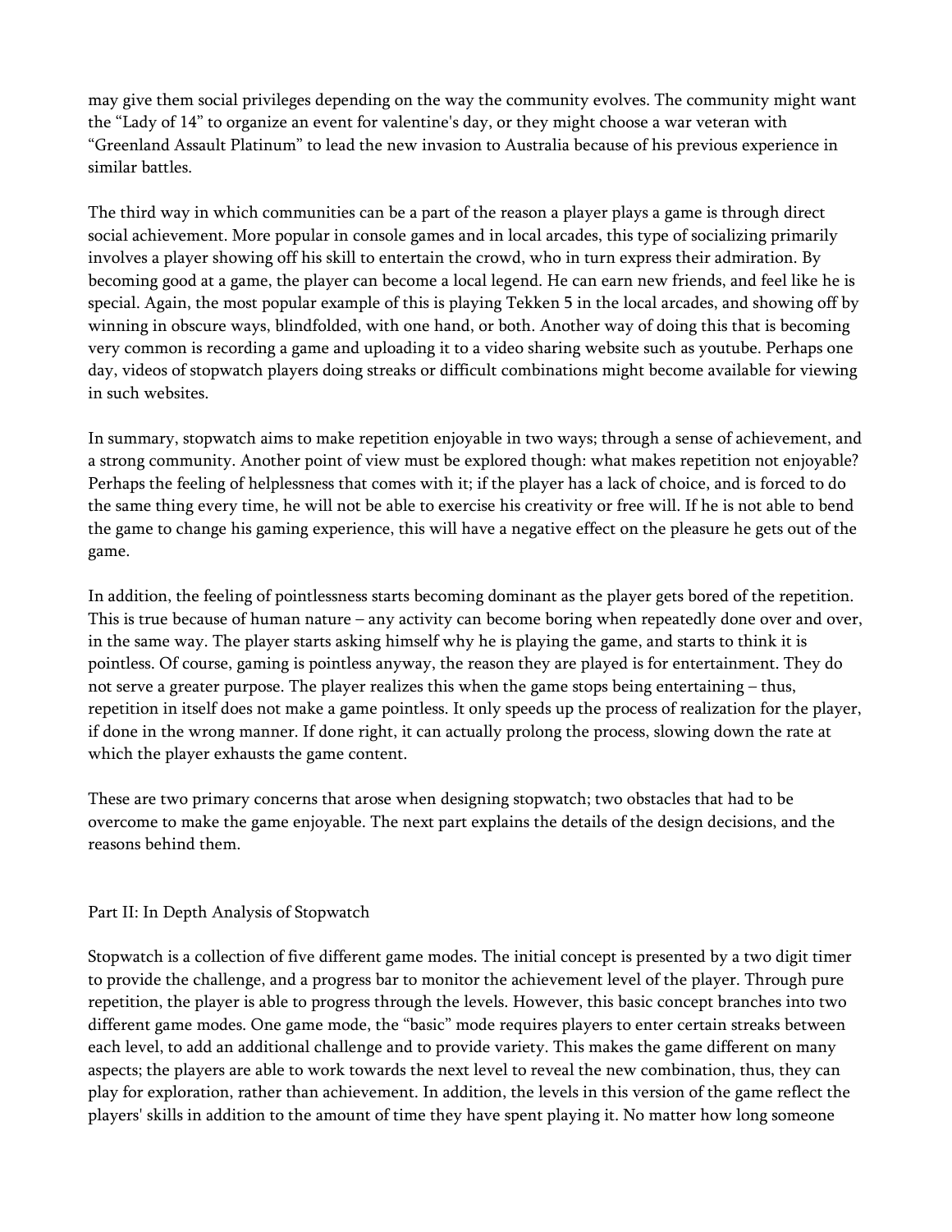may give them social privileges depending on the way the community evolves. The community might want the "Lady of 14" to organize an event for valentine's day, or they might choose a war veteran with "Greenland Assault Platinum" to lead the new invasion to Australia because of his previous experience in similar battles.

The third way in which communities can be a part of the reason a player plays a game is through direct social achievement. More popular in console games and in local arcades, this type of socializing primarily involves a player showing off his skill to entertain the crowd, who in turn express their admiration. By becoming good at a game, the player can become a local legend. He can earn new friends, and feel like he is special. Again, the most popular example of this is playing Tekken 5 in the local arcades, and showing off by winning in obscure ways, blindfolded, with one hand, or both. Another way of doing this that is becoming very common is recording a game and uploading it to a video sharing website such as youtube. Perhaps one day, videos of stopwatch players doing streaks or difficult combinations might become available for viewing in such websites.

In summary, stopwatch aims to make repetition enjoyable in two ways; through a sense of achievement, and a strong community. Another point of view must be explored though: what makes repetition not enjoyable? Perhaps the feeling of helplessness that comes with it; if the player has a lack of choice, and is forced to do the same thing every time, he will not be able to exercise his creativity or free will. If he is not able to bend the game to change his gaming experience, this will have a negative effect on the pleasure he gets out of the game.

In addition, the feeling of pointlessness starts becoming dominant as the player gets bored of the repetition. This is true because of human nature – any activity can become boring when repeatedly done over and over, in the same way. The player starts asking himself why he is playing the game, and starts to think it is pointless. Of course, gaming is pointless anyway, the reason they are played is for entertainment. They do not serve a greater purpose. The player realizes this when the game stops being entertaining – thus, repetition in itself does not make a game pointless. It only speeds up the process of realization for the player, if done in the wrong manner. If done right, it can actually prolong the process, slowing down the rate at which the player exhausts the game content.

These are two primary concerns that arose when designing stopwatch; two obstacles that had to be overcome to make the game enjoyable. The next part explains the details of the design decisions, and the reasons behind them.

## Part II: In Depth Analysis of Stopwatch

Stopwatch is a collection of five different game modes. The initial concept is presented by a two digit timer to provide the challenge, and a progress bar to monitor the achievement level of the player. Through pure repetition, the player is able to progress through the levels. However, this basic concept branches into two different game modes. One game mode, the "basic" mode requires players to enter certain streaks between each level, to add an additional challenge and to provide variety. This makes the game different on many aspects; the players are able to work towards the next level to reveal the new combination, thus, they can play for exploration, rather than achievement. In addition, the levels in this version of the game reflect the players' skills in addition to the amount of time they have spent playing it. No matter how long someone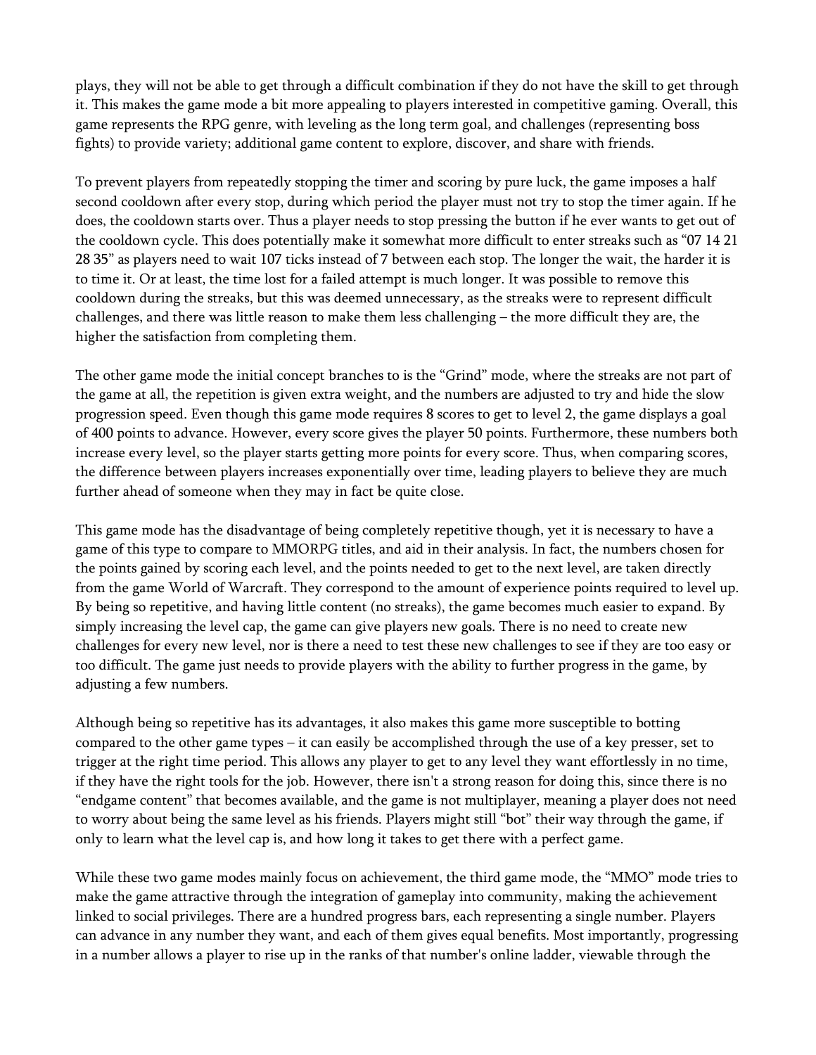plays, they will not be able to get through a difficult combination if they do not have the skill to get through it. This makes the game mode a bit more appealing to players interested in competitive gaming. Overall, this game represents the RPG genre, with leveling as the long term goal, and challenges (representing boss fights) to provide variety; additional game content to explore, discover, and share with friends.

To prevent players from repeatedly stopping the timer and scoring by pure luck, the game imposes a half second cooldown after every stop, during which period the player must not try to stop the timer again. If he does, the cooldown starts over. Thus a player needs to stop pressing the button if he ever wants to get out of the cooldown cycle. This does potentially make it somewhat more difficult to enter streaks such as "07 14 21 28 35" as players need to wait 107 ticks instead of 7 between each stop. The longer the wait, the harder it is to time it. Or at least, the time lost for a failed attempt is much longer. It was possible to remove this cooldown during the streaks, but this was deemed unnecessary, as the streaks were to represent difficult challenges, and there was little reason to make them less challenging – the more difficult they are, the higher the satisfaction from completing them.

The other game mode the initial concept branches to is the "Grind" mode, where the streaks are not part of the game at all, the repetition is given extra weight, and the numbers are adjusted to try and hide the slow progression speed. Even though this game mode requires 8 scores to get to level 2, the game displays a goal of 400 points to advance. However, every score gives the player 50 points. Furthermore, these numbers both increase every level, so the player starts getting more points for every score. Thus, when comparing scores, the difference between players increases exponentially over time, leading players to believe they are much further ahead of someone when they may in fact be quite close.

This game mode has the disadvantage of being completely repetitive though, yet it is necessary to have a game of this type to compare to MMORPG titles, and aid in their analysis. In fact, the numbers chosen for the points gained by scoring each level, and the points needed to get to the next level, are taken directly from the game World of Warcraft. They correspond to the amount of experience points required to level up. By being so repetitive, and having little content (no streaks), the game becomes much easier to expand. By simply increasing the level cap, the game can give players new goals. There is no need to create new challenges for every new level, nor is there a need to test these new challenges to see if they are too easy or too difficult. The game just needs to provide players with the ability to further progress in the game, by adjusting a few numbers.

Although being so repetitive has its advantages, it also makes this game more susceptible to botting compared to the other game types – it can easily be accomplished through the use of a key presser, set to trigger at the right time period. This allows any player to get to any level they want effortlessly in no time, if they have the right tools for the job. However, there isn't a strong reason for doing this, since there is no "endgame content" that becomes available, and the game is not multiplayer, meaning a player does not need to worry about being the same level as his friends. Players might still "bot" their way through the game, if only to learn what the level cap is, and how long it takes to get there with a perfect game.

While these two game modes mainly focus on achievement, the third game mode, the "MMO" mode tries to make the game attractive through the integration of gameplay into community, making the achievement linked to social privileges. There are a hundred progress bars, each representing a single number. Players can advance in any number they want, and each of them gives equal benefits. Most importantly, progressing in a number allows a player to rise up in the ranks of that number's online ladder, viewable through the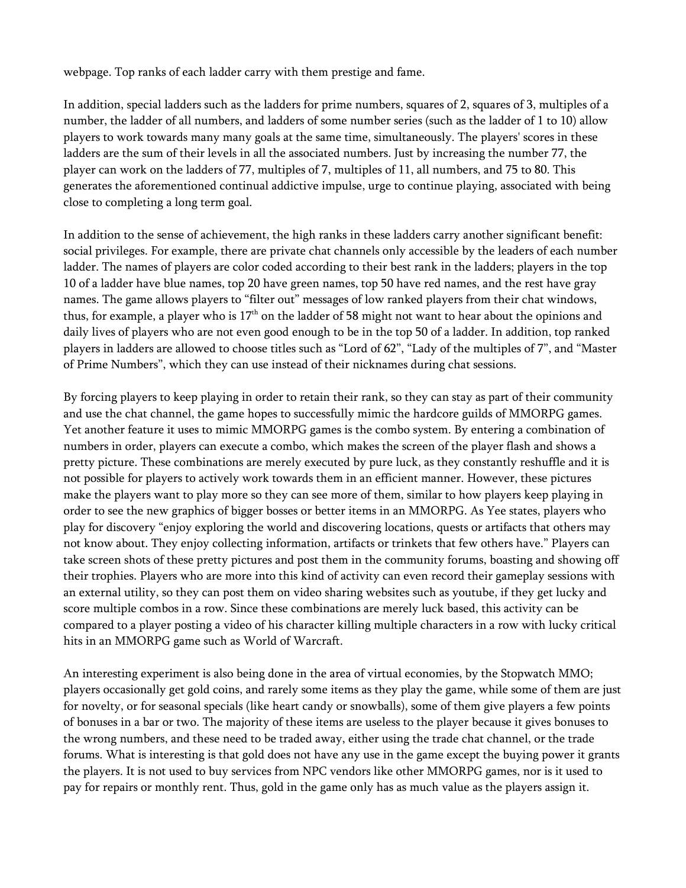webpage. Top ranks of each ladder carry with them prestige and fame.

In addition, special ladders such as the ladders for prime numbers, squares of 2, squares of 3, multiples of a number, the ladder of all numbers, and ladders of some number series (such as the ladder of 1 to 10) allow players to work towards many many goals at the same time, simultaneously. The players' scores in these ladders are the sum of their levels in all the associated numbers. Just by increasing the number 77, the player can work on the ladders of 77, multiples of 7, multiples of 11, all numbers, and 75 to 80. This generates the aforementioned continual addictive impulse, urge to continue playing, associated with being close to completing a long term goal.

In addition to the sense of achievement, the high ranks in these ladders carry another significant benefit: social privileges. For example, there are private chat channels only accessible by the leaders of each number ladder. The names of players are color coded according to their best rank in the ladders; players in the top 10 of a ladder have blue names, top 20 have green names, top 50 have red names, and the rest have gray names. The game allows players to "filter out" messages of low ranked players from their chat windows, thus, for example, a player who is 17th on the ladder of 58 might not want to hear about the opinions and daily lives of players who are not even good enough to be in the top 50 of a ladder. In addition, top ranked players in ladders are allowed to choose titles such as "Lord of 62", "Lady of the multiples of 7", and "Master of Prime Numbers", which they can use instead of their nicknames during chat sessions.

By forcing players to keep playing in order to retain their rank, so they can stay as part of their community and use the chat channel, the game hopes to successfully mimic the hardcore guilds of MMORPG games. Yet another feature it uses to mimic MMORPG games is the combo system. By entering a combination of numbers in order, players can execute a combo, which makes the screen of the player flash and shows a pretty picture. These combinations are merely executed by pure luck, as they constantly reshuffle and it is not possible for players to actively work towards them in an efficient manner. However, these pictures make the players want to play more so they can see more of them, similar to how players keep playing in order to see the new graphics of bigger bosses or better items in an MMORPG. As Yee states, players who play for discovery "enjoy exploring the world and discovering locations, quests or artifacts that others may not know about. They enjoy collecting information, artifacts or trinkets that few others have." Players can take screen shots of these pretty pictures and post them in the community forums, boasting and showing off their trophies. Players who are more into this kind of activity can even record their gameplay sessions with an external utility, so they can post them on video sharing websites such as youtube, if they get lucky and score multiple combos in a row. Since these combinations are merely luck based, this activity can be compared to a player posting a video of his character killing multiple characters in a row with lucky critical hits in an MMORPG game such as World of Warcraft.

An interesting experiment is also being done in the area of virtual economies, by the Stopwatch MMO; players occasionally get gold coins, and rarely some items as they play the game, while some of them are just for novelty, or for seasonal specials (like heart candy or snowballs), some of them give players a few points of bonuses in a bar or two. The majority of these items are useless to the player because it gives bonuses to the wrong numbers, and these need to be traded away, either using the trade chat channel, or the trade forums. What is interesting is that gold does not have any use in the game except the buying power it grants the players. It is not used to buy services from NPC vendors like other MMORPG games, nor is it used to pay for repairs or monthly rent. Thus, gold in the game only has as much value as the players assign it.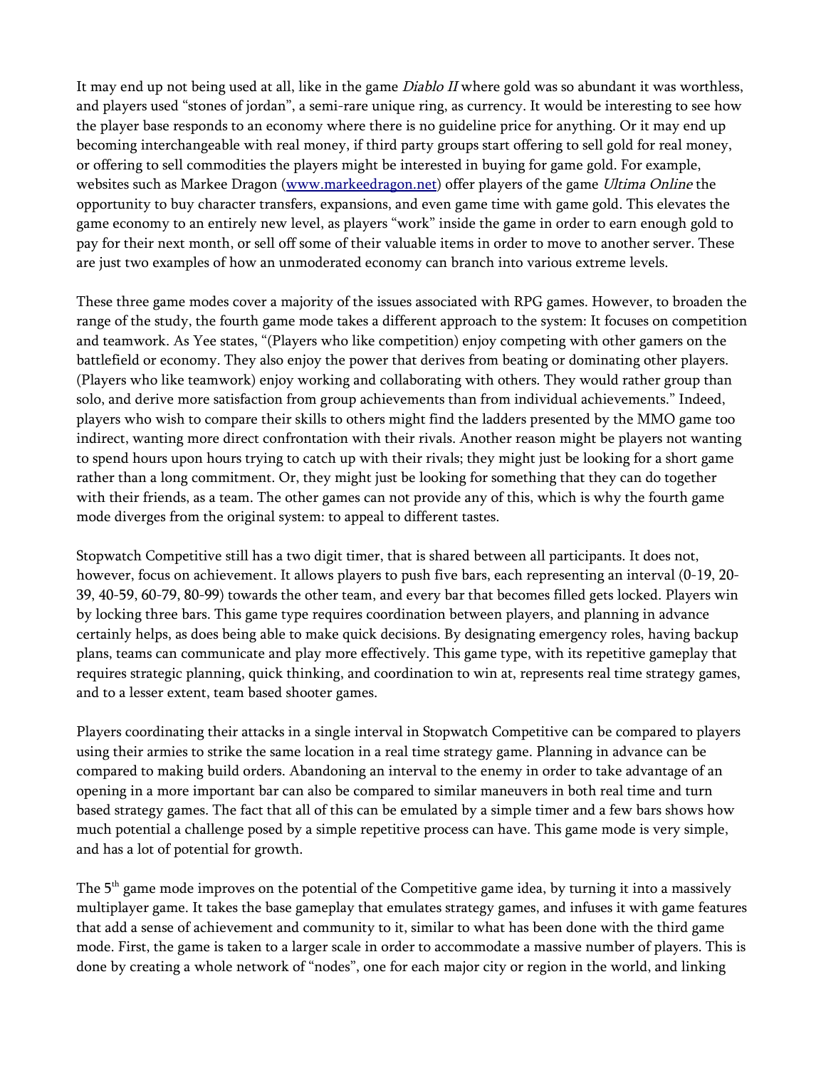It may end up not being used at all, like in the game *Diablo II* where gold was so abundant it was worthless, and players used "stones of jordan", a semi-rare unique ring, as currency. It would be interesting to see how the player base responds to an economy where there is no guideline price for anything. Or it may end up becoming interchangeable with real money, if third party groups start offering to sell gold for real money, or offering to sell commodities the players might be interested in buying for game gold. For example, websites such as Markee Dragon (www.markeedragon.net) offer players of the game *Ultima Online* the opportunity to buy character transfers, expansions, and even game time with game gold. This elevates the game economy to an entirely new level, as players "work" inside the game in order to earn enough gold to pay for their next month, or sell off some of their valuable items in order to move to another server. These are just two examples of how an unmoderated economy can branch into various extreme levels.

These three game modes cover a majority of the issues associated with RPG games. However, to broaden the range of the study, the fourth game mode takes a different approach to the system: It focuses on competition and teamwork. As Yee states, "(Players who like competition) enjoy competing with other gamers on the battlefield or economy. They also enjoy the power that derives from beating or dominating other players. (Players who like teamwork) enjoy working and collaborating with others. They would rather group than solo, and derive more satisfaction from group achievements than from individual achievements." Indeed, players who wish to compare their skills to others might find the ladders presented by the MMO game too indirect, wanting more direct confrontation with their rivals. Another reason might be players not wanting to spend hours upon hours trying to catch up with their rivals; they might just be looking for a short game rather than a long commitment. Or, they might just be looking for something that they can do together with their friends, as a team. The other games can not provide any of this, which is why the fourth game mode diverges from the original system: to appeal to different tastes.

Stopwatch Competitive still has a two digit timer, that is shared between all participants. It does not, however, focus on achievement. It allows players to push five bars, each representing an interval (0-19, 20-39, 40-59, 60-79, 80-99) towards the other team, and every bar that becomes filled gets locked. Players win by locking three bars. This game type requires coordination between players, and planning in advance certainly helps, as does being able to make quick decisions. By designating emergency roles, having backup plans, teams can communicate and play more effectively. This game type, with its repetitive gameplay that requires strategic planning, quick thinking, and coordination to win at, represents real time strategy games, and to a lesser extent, team based shooter games.

Players coordinating their attacks in a single interval in Stopwatch Competitive can be compared to players using their armies to strike the same location in a real time strategy game. Planning in advance can be compared to making build orders. Abandoning an interval to the enemy in order to take advantage of an opening in a more important bar can also be compared to similar maneuvers in both real time and turn based strategy games. The fact that all of this can be emulated by a simple timer and a few bars shows how much potential a challenge posed by a simple repetitive process can have. This game mode is very simple, and has a lot of potential for growth.

The 5th game mode improves on the potential of the Competitive game idea, by turning it into a massively multiplayer game. It takes the base gameplay that emulates strategy games, and infuses it with game features that add a sense of achievement and community to it, similar to what has been done with the third game mode. First, the game is taken to a larger scale in order to accommodate a massive number of players. This is done by creating a whole network of "nodes", one for each major city or region in the world, and linking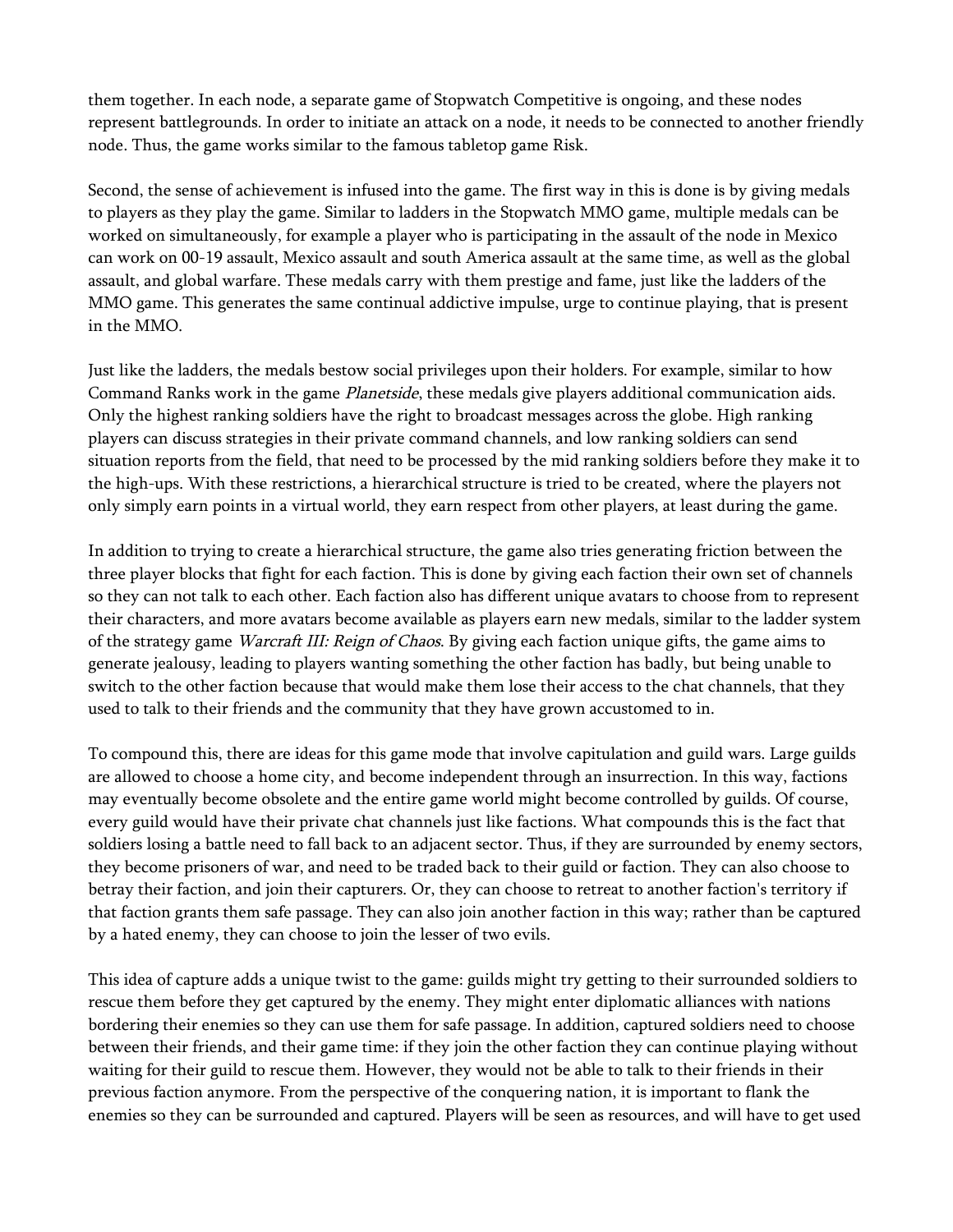them together. In each node, a separate game of Stopwatch Competitive is ongoing, and these nodes represent battlegrounds. In order to initiate an attack on a node, it needs to be connected to another friendly node. Thus, the game works similar to the famous tabletop game Risk.

Second, the sense of achievement is infused into the game. The first way in this is done is by giving medals to players as they play the game. Similar to ladders in the Stopwatch MMO game, multiple medals can be worked on simultaneously, for example a player who is participating in the assault of the node in Mexico can work on 00-19 assault, Mexico assault and south America assault at the same time, as well as the global assault, and global warfare. These medals carry with them prestige and fame, just like the ladders of the MMO game. This generates the same continual addictive impulse, urge to continue playing, that is present in the MMO.

Just like the ladders, the medals bestow social privileges upon their holders. For example, similar to how Command Ranks work in the game *Planetside*, these medals give players additional communication aids. Only the highest ranking soldiers have the right to broadcast messages across the globe. High ranking players can discuss strategies in their private command channels, and low ranking soldiers can send situation reports from the field, that need to be processed by the mid ranking soldiers before they make it to the high-ups. With these restrictions, a hierarchical structure is tried to be created, where the players not only simply earn points in a virtual world, they earn respect from other players, at least during the game.

In addition to trying to create a hierarchical structure, the game also tries generating friction between the three player blocks that fight for each faction. This is done by giving each faction their own set of channels so they can not talk to each other. Each faction also has different unique avatars to choose from to represent their characters, and more avatars become available as players earn new medals, similar to the ladder system of the strategy game *Warcraft III: Reign of Chaos*. By giving each faction unique gifts, the game aims to generate jealousy, leading to players wanting something the other faction has badly, but being unable to switch to the other faction because that would make them lose their access to the chat channels, that they used to talk to their friends and the community that they have grown accustomed to in.

To compound this, there are ideas for this game mode that involve capitulation and guild wars. Large guilds are allowed to choose a home city, and become independent through an insurrection. In this way, factions may eventually become obsolete and the entire game world might become controlled by guilds. Of course, every guild would have their private chat channels just like factions. What compounds this is the fact that soldiers losing a battle need to fall back to an adjacent sector. Thus, if they are surrounded by enemy sectors, they become prisoners of war, and need to be traded back to their guild or faction. They can also choose to betray their faction, and join their capturers. Or, they can choose to retreat to another faction's territory if that faction grants them safe passage. They can also join another faction in this way; rather than be captured by a hated enemy, they can choose to join the lesser of two evils.

This idea of capture adds a unique twist to the game: guilds might try getting to their surrounded soldiers to rescue them before they get captured by the enemy. They might enter diplomatic alliances with nations bordering their enemies so they can use them for safe passage. In addition, captured soldiers need to choose between their friends, and their game time: if they join the other faction they can continue playing without waiting for their guild to rescue them. However, they would not be able to talk to their friends in their previous faction anymore. From the perspective of the conquering nation, it is important to flank the enemies so they can be surrounded and captured. Players will be seen as resources, and will have to get used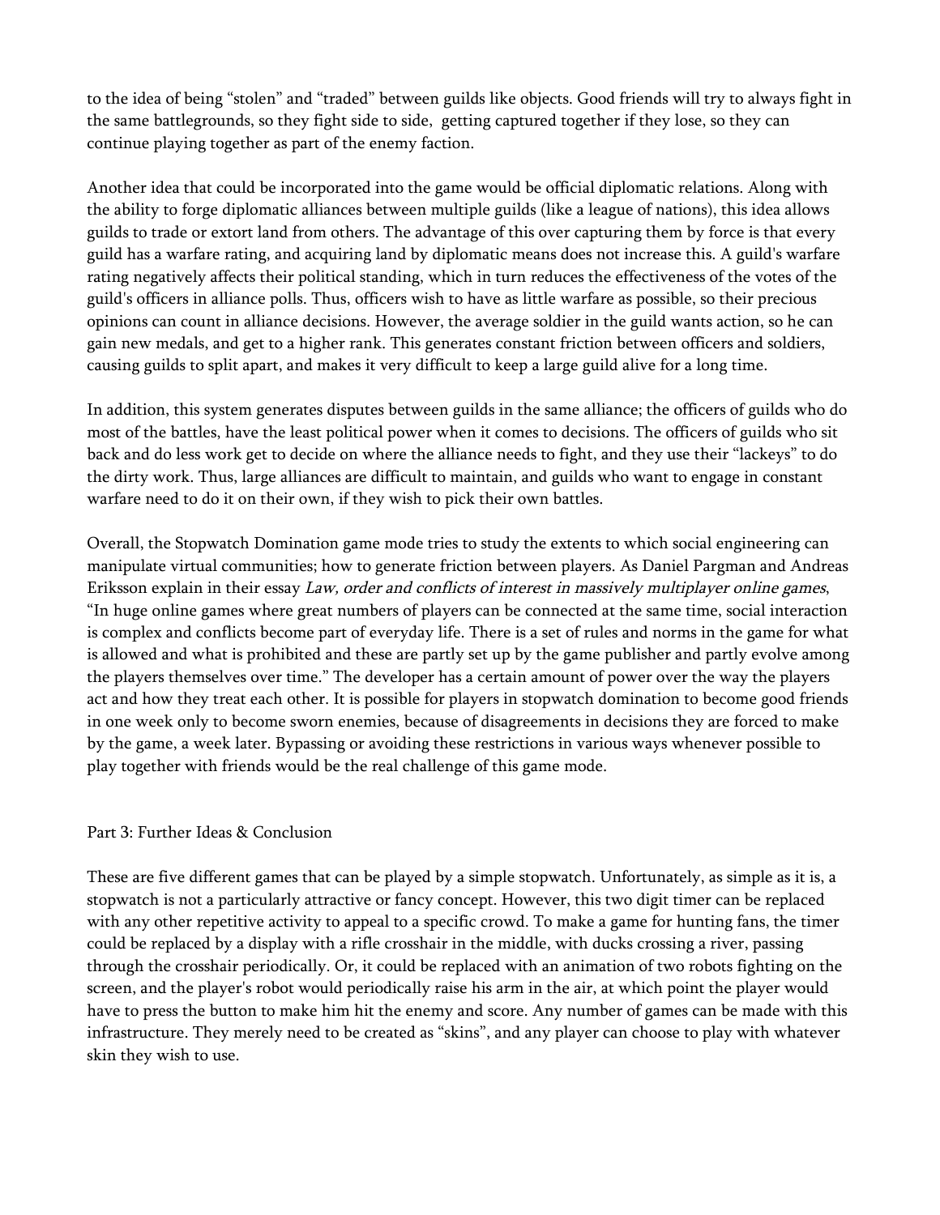to the idea of being “stolen” and “traded” between guilds like objects. Good friends will try to always fight in the same battlegrounds, so they fight side to side,  getting captured together if they lose, so they can continue playing together as part of the enemy faction.

Another idea that could be incorporated into the game would be official diplomatic relations. Along with the ability to forge diplomatic alliances between multiple guilds (like a league of nations), this idea allows guilds to trade or extort land from others. The advantage of this over capturing them by force is that every guild has a warfare rating, and acquiring land by diplomatic means does not increase this. A guild's warfare rating negatively affects their political standing, which in turn reduces the effectiveness of the votes of the guild's officers in alliance polls. Thus, officers wish to have as little warfare as possible, so their precious opinions can count in alliance decisions. However, the average soldier in the guild wants action, so he can gain new medals, and get to a higher rank. This generates constant friction between officers and soldiers, causing guilds to split apart, and makes it very difficult to keep a large guild alive for a long time.

In addition, this system generates disputes between guilds in the same alliance; the officers of guilds who do most of the battles, have the least political power when it comes to decisions. The officers of guilds who sit back and do less work get to decide on where the alliance needs to fight, and they use their “lackeys” to do the dirty work. Thus, large alliances are difficult to maintain, and guilds who want to engage in constant warfare need to do it on their own, if they wish to pick their own battles.

Overall, the Stopwatch Domination game mode tries to study the extents to which social engineering can manipulate virtual communities; how to generate friction between players. As Daniel Pargman and Andreas Eriksson explain in their essay *Law, order and conflicts of interest in massively multiplayer online games*, “In huge online games where great numbers of players can be connected at the same time, social interaction is complex and conflicts become part of everyday life. There is a set of rules and norms in the game for what is allowed and what is prohibited and these are partly set up by the game publisher and partly evolve among the players themselves over time.” The developer has a certain amount of power over the way the players act and how they treat each other. It is possible for players in stopwatch domination to become good friends in one week only to become sworn enemies, because of disagreements in decisions they are forced to make by the game, a week later. Bypassing or avoiding these restrictions in various ways whenever possible to play together with friends would be the real challenge of this game mode.

## Part 3: Further Ideas & Conclusion

These are five different games that can be played by a simple stopwatch. Unfortunately, as simple as it is, a stopwatch is not a particularly attractive or fancy concept. However, this two digit timer can be replaced with any other repetitive activity to appeal to a specific crowd. To make a game for hunting fans, the timer could be replaced by a display with a rifle crosshair in the middle, with ducks crossing a river, passing through the crosshair periodically. Or, it could be replaced with an animation of two robots fighting on the screen, and the player's robot would periodically raise his arm in the air, at which point the player would have to press the button to make him hit the enemy and score. Any number of games can be made with this infrastructure. They merely need to be created as “skins”, and any player can choose to play with whatever skin they wish to use.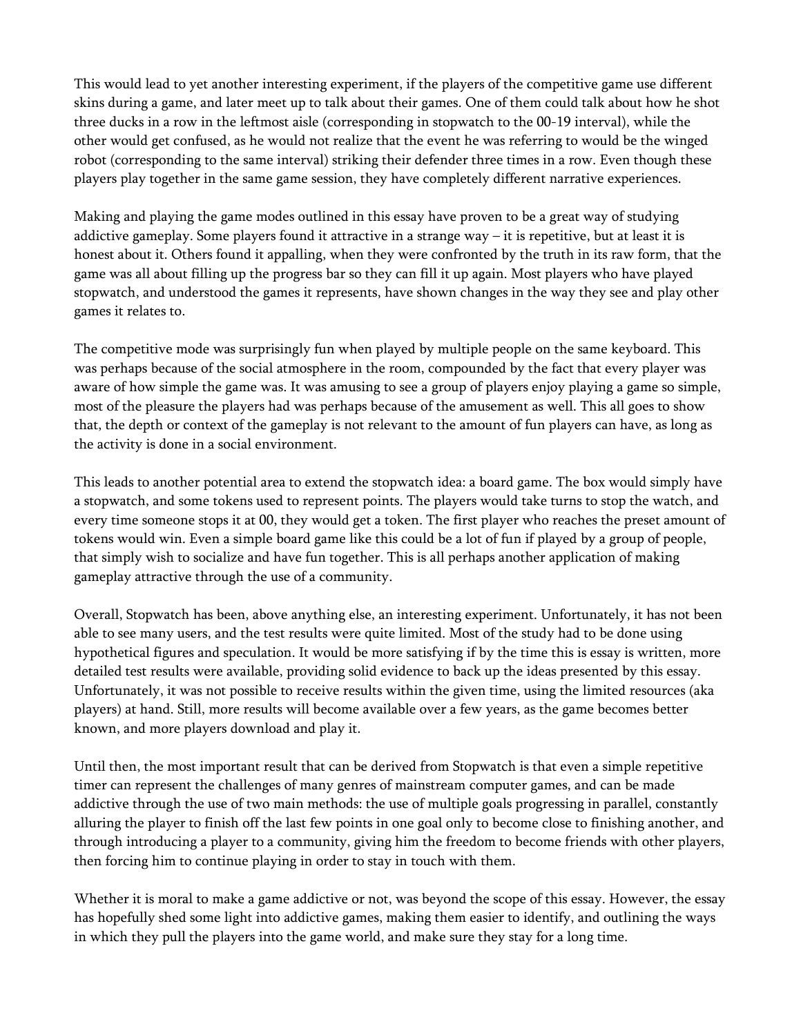This would lead to yet another interesting experiment, if the players of the competitive game use different skins during a game, and later meet up to talk about their games. One of them could talk about how he shot three ducks in a row in the leftmost aisle (corresponding in stopwatch to the 00-19 interval), while the other would get confused, as he would not realize that the event he was referring to would be the winged robot (corresponding to the same interval) striking their defender three times in a row. Even though these players play together in the same game session, they have completely different narrative experiences.

Making and playing the game modes outlined in this essay have proven to be a great way of studying addictive gameplay. Some players found it attractive in a strange way – it is repetitive, but at least it is honest about it. Others found it appalling, when they were confronted by the truth in its raw form, that the game was all about filling up the progress bar so they can fill it up again. Most players who have played stopwatch, and understood the games it represents, have shown changes in the way they see and play other games it relates to.

The competitive mode was surprisingly fun when played by multiple people on the same keyboard. This was perhaps because of the social atmosphere in the room, compounded by the fact that every player was aware of how simple the game was. It was amusing to see a group of players enjoy playing a game so simple, most of the pleasure the players had was perhaps because of the amusement as well. This all goes to show that, the depth or context of the gameplay is not relevant to the amount of fun players can have, as long as the activity is done in a social environment.

This leads to another potential area to extend the stopwatch idea: a board game. The box would simply have a stopwatch, and some tokens used to represent points. The players would take turns to stop the watch, and every time someone stops it at 00, they would get a token. The first player who reaches the preset amount of tokens would win. Even a simple board game like this could be a lot of fun if played by a group of people, that simply wish to socialize and have fun together. This is all perhaps another application of making gameplay attractive through the use of a community.

Overall, Stopwatch has been, above anything else, an interesting experiment. Unfortunately, it has not been able to see many users, and the test results were quite limited. Most of the study had to be done using hypothetical figures and speculation. It would be more satisfying if by the time this is essay is written, more detailed test results were available, providing solid evidence to back up the ideas presented by this essay. Unfortunately, it was not possible to receive results within the given time, using the limited resources (aka players) at hand. Still, more results will become available over a few years, as the game becomes better known, and more players download and play it.

Until then, the most important result that can be derived from Stopwatch is that even a simple repetitive timer can represent the challenges of many genres of mainstream computer games, and can be made addictive through the use of two main methods: the use of multiple goals progressing in parallel, constantly alluring the player to finish off the last few points in one goal only to become close to finishing another, and through introducing a player to a community, giving him the freedom to become friends with other players, then forcing him to continue playing in order to stay in touch with them.

Whether it is moral to make a game addictive or not, was beyond the scope of this essay. However, the essay has hopefully shed some light into addictive games, making them easier to identify, and outlining the ways in which they pull the players into the game world, and make sure they stay for a long time.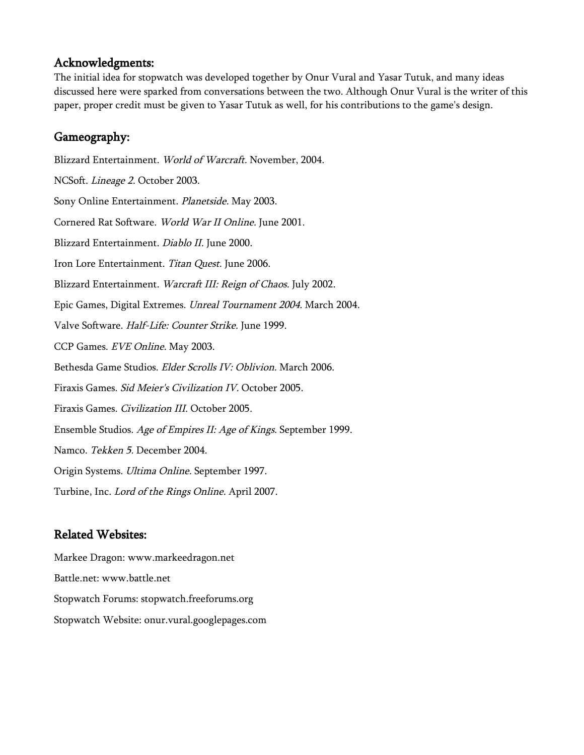## Acknowledgments:

The initial idea for stopwatch was developed together by Onur Vural and Yasar Tutuk, and many ideas discussed here were sparked from conversations between the two. Although Onur Vural is the writer of this paper, proper credit must be given to Yasar Tutuk as well, for his contributions to the game's design.

## Gameography:

Blizzard Entertainment. *World of Warcraft.* November, 2004.

NCSoft. *Lineage 2.* October 2003.

Sony Online Entertainment. *Planetside.* May 2003.

Cornered Rat Software. *World War II Online.* June 2001.

Blizzard Entertainment. *Diablo II.* June 2000.

Iron Lore Entertainment. *Titan Quest.* June 2006.

Blizzard Entertainment. *Warcraft III: Reign of Chaos.* July 2002.

Epic Games, Digital Extremes. *Unreal Tournament 2004.* March 2004.

Valve Software. *Half-Life: Counter Strike.* June 1999.

CCP Games. *EVE Online.* May 2003.

Bethesda Game Studios. *Elder Scrolls IV: Oblivion.* March 2006.

Firaxis Games. *Sid Meier's Civilization IV.* October 2005.

Firaxis Games. *Civilization III.* October 2005.

Ensemble Studios. *Age of Empires II: Age of Kings.* September 1999.

Namco. *Tekken 5.* December 2004.

Origin Systems. *Ultima Online.* September 1997.

Turbine, Inc. *Lord of the Rings Online.* April 2007.

## Related Websites:

Markee Dragon: www.markeedragon.net

Battle.net: www.battle.net

Stopwatch Forums: stopwatch.freeforums.org

Stopwatch Website: onur.vural.googlepages.com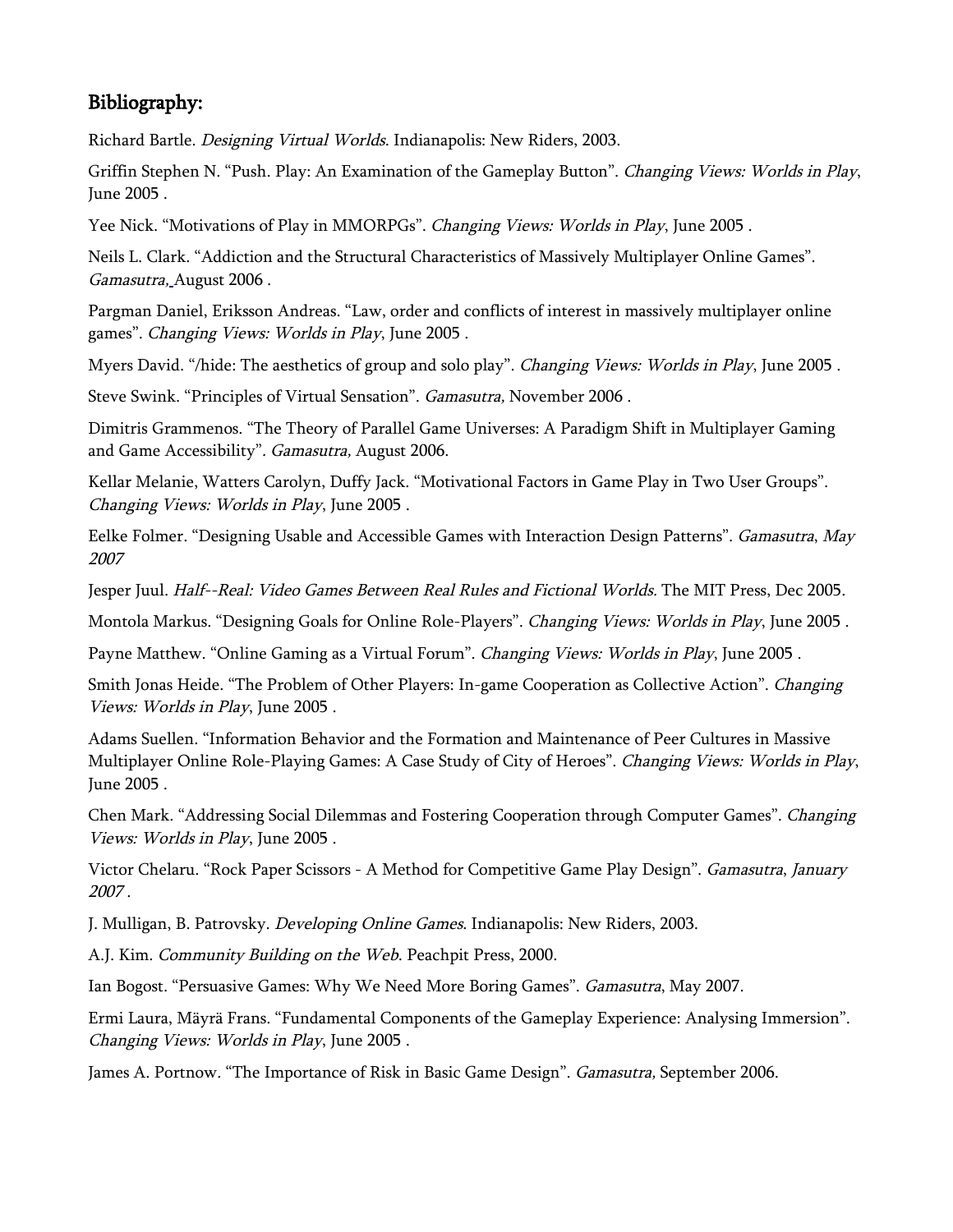## Bibliography:

Richard Bartle. *Designing Virtual Worlds*. Indianapolis: New Riders, 2003.

Griffin Stephen N. "Push. Play: An Examination of the Gameplay Button". *Changing Views: Worlds in Play*, June 2005 .

Yee Nick. "Motivations of Play in MMORPGs". *Changing Views: Worlds in Play*, June 2005 .

Neils L. Clark. "Addiction and the Structural Characteristics of Massively Multiplayer Online Games". *Gamasutra,* August 2006 .

Pargman Daniel, Eriksson Andreas. "Law, order and conflicts of interest in massively multiplayer online games". *Changing Views: Worlds in Play*, June 2005 .

Myers David. "/hide: The aesthetics of group and solo play". *Changing Views: Worlds in Play*, June 2005 .

Steve Swink. "Principles of Virtual Sensation". *Gamasutra,* November 2006 .

Dimitris Grammenos. "The Theory of Parallel Game Universes: A Paradigm Shift in Multiplayer Gaming and Game Accessibility". *Gamasutra,* August 2006.

Kellar Melanie, Watters Carolyn, Duffy Jack. "Motivational Factors in Game Play in Two User Groups". *Changing Views: Worlds in Play*, June 2005 .

Eelke Folmer. "Designing Usable and Accessible Games with Interaction Design Patterns". *Gamasutra*, *May 2007*

Jesper Juul. *Half--Real: Video Games Between Real Rules and Fictional Worlds.* The MIT Press, Dec 2005.

Montola Markus. "Designing Goals for Online Role-Players". *Changing Views: Worlds in Play*, June 2005 .

Payne Matthew. "Online Gaming as a Virtual Forum". *Changing Views: Worlds in Play*, June 2005 .

Smith Jonas Heide. "The Problem of Other Players: In-game Cooperation as Collective Action". *Changing Views: Worlds in Play*, June 2005 .

Adams Suellen. "Information Behavior and the Formation and Maintenance of Peer Cultures in Massive Multiplayer Online Role-Playing Games: A Case Study of City of Heroes". *Changing Views: Worlds in Play*, June 2005 .

Chen Mark. "Addressing Social Dilemmas and Fostering Cooperation through Computer Games". *Changing Views: Worlds in Play*, June 2005 .

Victor Chelaru. "Rock Paper Scissors - A Method for Competitive Game Play Design". *Gamasutra*, *January 2007* .

J. Mulligan, B. Patrovsky. *Developing Online Games*. Indianapolis: New Riders, 2003.

A.J. Kim. *Community Building on the Web*. Peachpit Press, 2000.

Ian Bogost. "Persuasive Games: Why We Need More Boring Games". *Gamasutra*, May 2007.

Ermi Laura, Mäyrä Frans. "Fundamental Components of the Gameplay Experience: Analysing Immersion". *Changing Views: Worlds in Play*, June 2005 .

James A. Portnow. "The Importance of Risk in Basic Game Design". *Gamasutra,* September 2006.